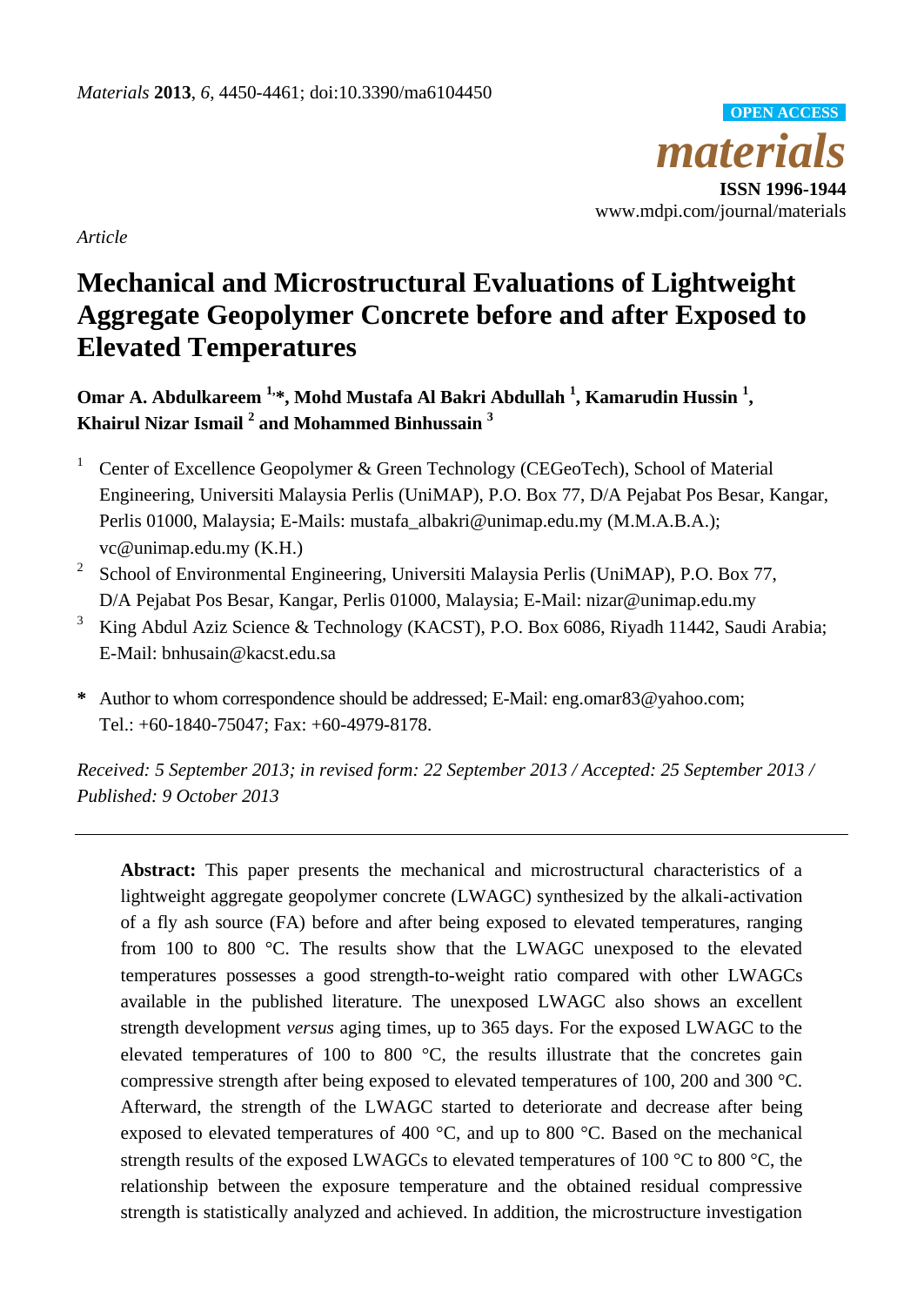*Article*

# Mechanical and Microstructural Evaluations of Lightweight Aggregate Geopolymer Concrete before and after Exposed to Elevated Temperatures

**Omar A. Abdulkareem [1,*], Mohd Mustafa Al Bakri Abdullah [1], Kamarudin Hussin [1], Khairul Nizar Ismail [2] and Mohammed Binhussain [3]**

1. Center of Excellence Geopolymer & Green Technology (CEGeoTech), School of Material Engineering, Universiti Malaysia Perlis (UniMAP), P.O. Box 77, D/A Pejabat Pos Besar, Kangar, Perlis 01000, Malaysia; E-Mails: mustafa_albakri@unimap.edu.my (M.M.A.B.A.); vc@unimap.edu.my (K.H.)
2. School of Environmental Engineering, Universiti Malaysia Perlis (UniMAP), P.O. Box 77, D/A Pejabat Pos Besar, Kangar, Perlis 01000, Malaysia; E-Mail: nizar@unimap.edu.my
3. King Abdul Aziz Science & Technology (KACST), P.O. Box 6086, Riyadh 11442, Saudi Arabia; E-Mail: bnhusain@kacst.edu.sa

**\*** Author to whom correspondence should be addressed; E-Mail: eng.omar83@yahoo.com; Tel.: +60-1840-75047; Fax: +60-4979-8178.

*Received: 5 September 2013; in revised form: 22 September 2013 / Accepted: 25 September 2013 / Published: 9 October 2013*

---

**Abstract:** This paper presents the mechanical and microstructural characteristics of a lightweight aggregate geopolymer concrete (LWAGC) synthesized by the alkali-activation of a fly ash source (FA) before and after being exposed to elevated temperatures, ranging from 100 to 800 °C. The results show that the LWAGC unexposed to the elevated temperatures possesses a good strength-to-weight ratio compared with other LWAGCs available in the published literature. The unexposed LWAGC also shows an excellent strength development *versus* aging times, up to 365 days. For the exposed LWAGC to the elevated temperatures of 100 to 800 °C, the results illustrate that the concretes gain compressive strength after being exposed to elevated temperatures of 100, 200 and 300 °C. Afterward, the strength of the LWAGC started to deteriorate and decrease after being exposed to elevated temperatures of 400 °C, and up to 800 °C. Based on the mechanical strength results of the exposed LWAGCs to elevated temperatures of 100 °C to 800 °C, the relationship between the exposure temperature and the obtained residual compressive strength is statistically analyzed and achieved. In addition, the microstructure investigation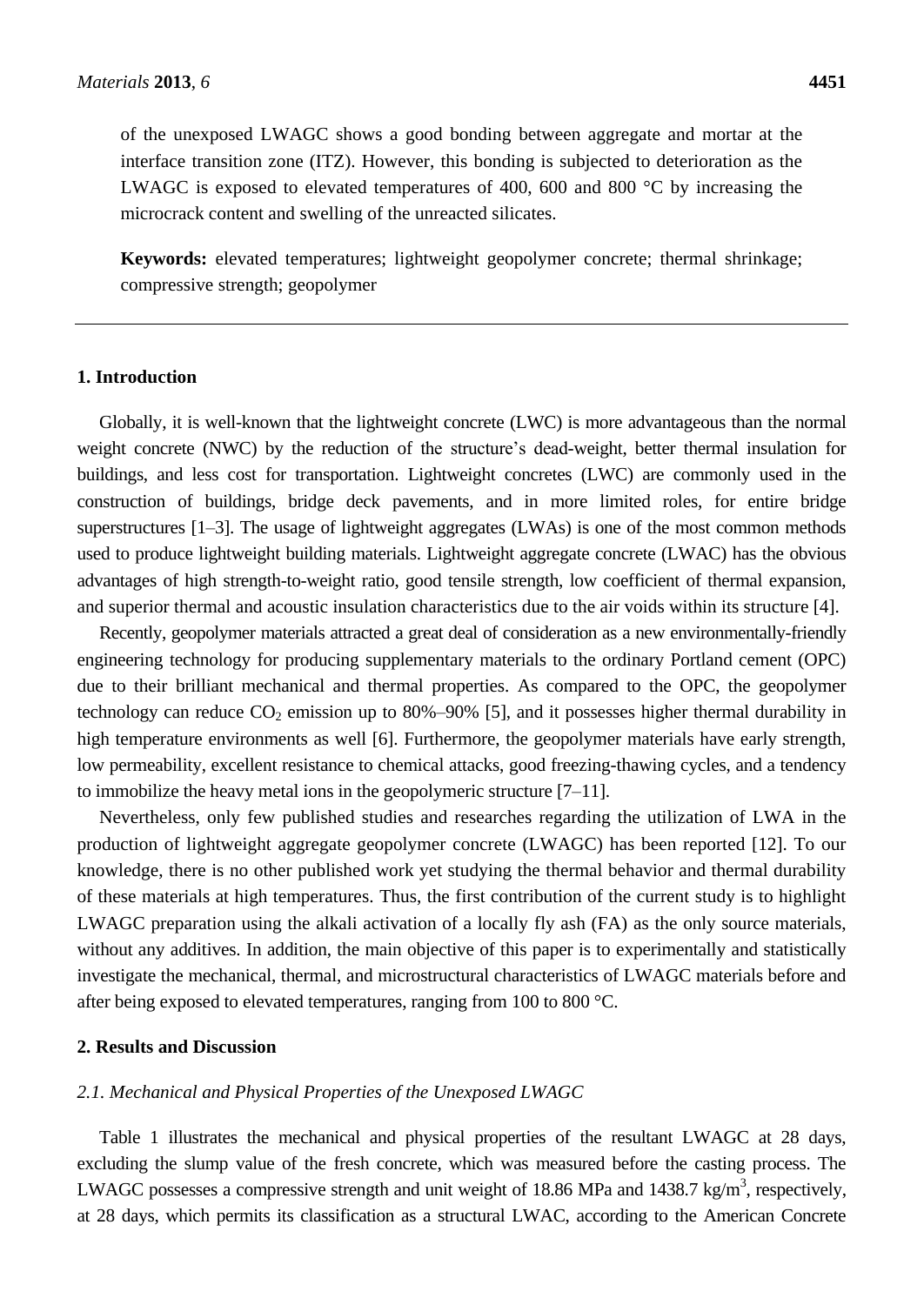of the unexposed LWAGC shows a good bonding between aggregate and mortar at the interface transition zone (ITZ). However, this bonding is subjected to deterioration as the LWAGC is exposed to elevated temperatures of 400, 600 and 800 °C by increasing the microcrack content and swelling of the unreacted silicates.

**Keywords:** elevated temperatures; lightweight geopolymer concrete; thermal shrinkage; compressive strength; geopolymer

## 1. Introduction

Globally, it is well-known that the lightweight concrete (LWC) is more advantageous than the normal weight concrete (NWC) by the reduction of the structure's dead-weight, better thermal insulation for buildings, and less cost for transportation. Lightweight concretes (LWC) are commonly used in the construction of buildings, bridge deck pavements, and in more limited roles, for entire bridge superstructures [1–3]. The usage of lightweight aggregates (LWAs) is one of the most common methods used to produce lightweight building materials. Lightweight aggregate concrete (LWAC) has the obvious advantages of high strength-to-weight ratio, good tensile strength, low coefficient of thermal expansion, and superior thermal and acoustic insulation characteristics due to the air voids within its structure [4].

Recently, geopolymer materials attracted a great deal of consideration as a new environmentally-friendly engineering technology for producing supplementary materials to the ordinary Portland cement (OPC) due to their brilliant mechanical and thermal properties. As compared to the OPC, the geopolymer technology can reduce $CO_2$ emission up to 80%–90% [5], and it possesses higher thermal durability in high temperature environments as well [6]. Furthermore, the geopolymer materials have early strength, low permeability, excellent resistance to chemical attacks, good freezing-thawing cycles, and a tendency to immobilize the heavy metal ions in the geopolymeric structure [7–11].

Nevertheless, only few published studies and researches regarding the utilization of LWA in the production of lightweight aggregate geopolymer concrete (LWAGC) has been reported [12]. To our knowledge, there is no other published work yet studying the thermal behavior and thermal durability of these materials at high temperatures. Thus, the first contribution of the current study is to highlight LWAGC preparation using the alkali activation of a locally fly ash (FA) as the only source materials, without any additives. In addition, the main objective of this paper is to experimentally and statistically investigate the mechanical, thermal, and microstructural characteristics of LWAGC materials before and after being exposed to elevated temperatures, ranging from 100 to 800 °C.

## 2. Results and Discussion

### 2.1. Mechanical and Physical Properties of the Unexposed LWAGC

Table 1 illustrates the mechanical and physical properties of the resultant LWAGC at 28 days, excluding the slump value of the fresh concrete, which was measured before the casting process. The LWAGC possesses a compressive strength and unit weight of 18.86 MPa and 1438.7 kg/m$^3$, respectively, at 28 days, which permits its classification as a structural LWAC, according to the American Concrete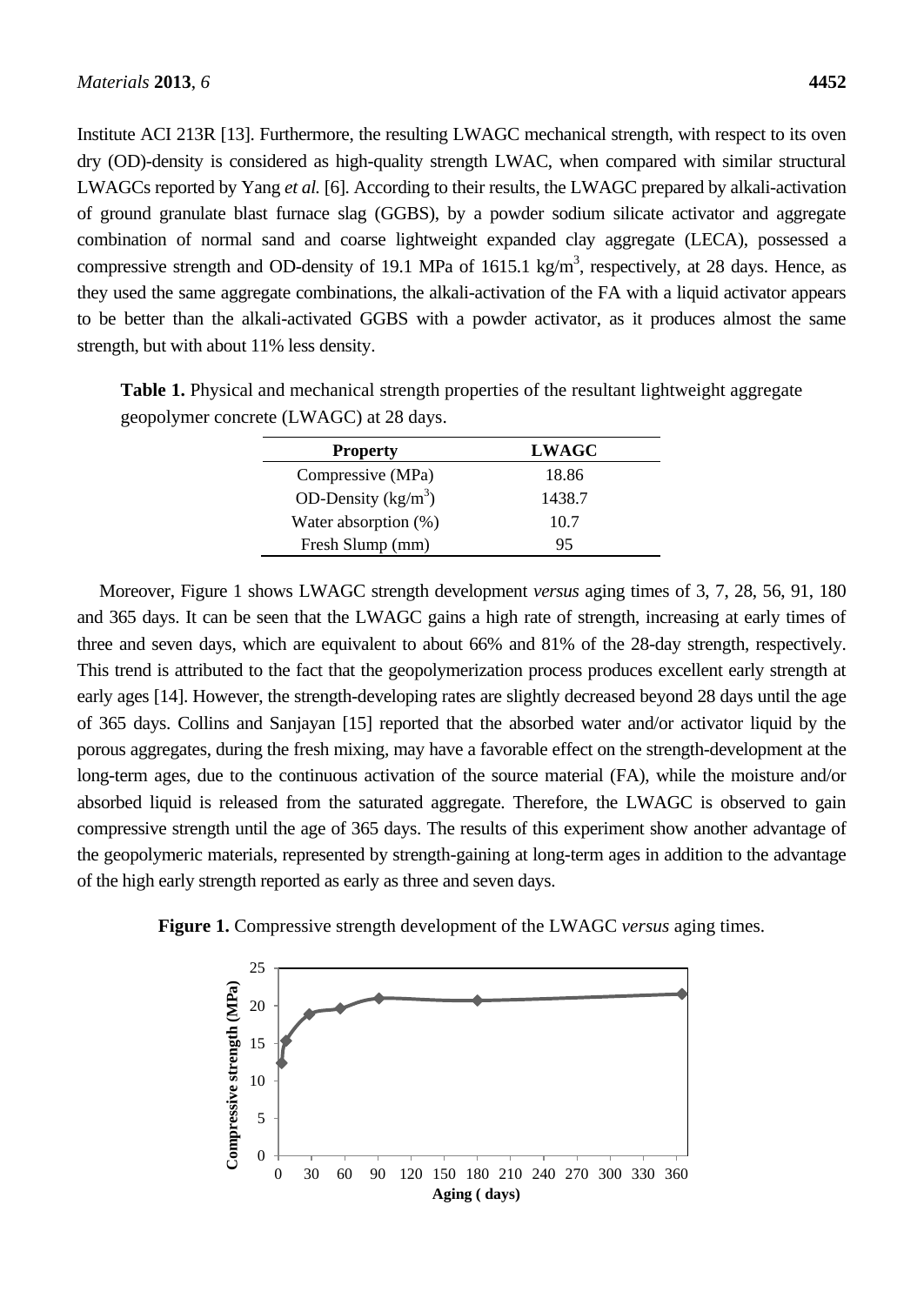Institute ACI 213R [13]. Furthermore, the resulting LWAGC mechanical strength, with respect to its oven dry (OD)-density is considered as high-quality strength LWAC, when compared with similar structural LWAGCs reported by Yang *et al.* [6]. According to their results, the LWAGC prepared by alkali-activation of ground granulate blast furnace slag (GGBS), by a powder sodium silicate activator and aggregate combination of normal sand and coarse lightweight expanded clay aggregate (LECA), possessed a compressive strength and OD-density of 19.1 MPa of 1615.1 kg/$m^3$, respectively, at 28 days. Hence, as they used the same aggregate combinations, the alkali-activation of the FA with a liquid activator appears to be better than the alkali-activated GGBS with a powder activator, as it produces almost the same strength, but with about 11% less density.

**Table 1.** Physical and mechanical strength properties of the resultant lightweight aggregate geopolymer concrete (LWAGC) at 28 days.

| Property | LWAGC |
|---|---|
| Compressive (MPa) | 18.86 |
| OD-Density (kg/$m^3$) | 1438.7 |
| Water absorption (%) | 10.7 |
| Fresh Slump (mm) | 95 |

Moreover, Figure 1 shows LWAGC strength development *versus* aging times of 3, 7, 28, 56, 91, 180 and 365 days. It can be seen that the LWAGC gains a high rate of strength, increasing at early times of three and seven days, which are equivalent to about 66% and 81% of the 28-day strength, respectively. This trend is attributed to the fact that the geopolymerization process produces excellent early strength at early ages [14]. However, the strength-developing rates are slightly decreased beyond 28 days until the age of 365 days. Collins and Sanjayan [15] reported that the absorbed water and/or activator liquid by the porous aggregates, during the fresh mixing, may have a favorable effect on the strength-development at the long-term ages, due to the continuous activation of the source material (FA), while the moisture and/or absorbed liquid is released from the saturated aggregate. Therefore, the LWAGC is observed to gain compressive strength until the age of 365 days. The results of this experiment show another advantage of the geopolymeric materials, represented by strength-gaining at long-term ages in addition to the advantage of the high early strength reported as early as three and seven days.

**Figure 1.** Compressive strength development of the LWAGC *versus* aging times.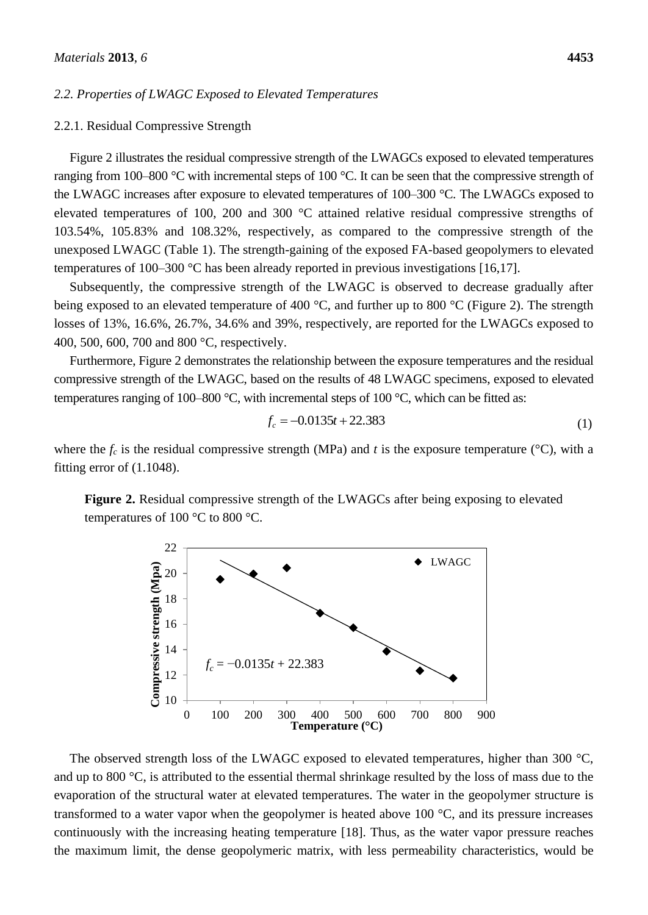### 2.2. Properties of LWAGC Exposed to Elevated Temperatures

#### 2.2.1. Residual Compressive Strength

Figure 2 illustrates the residual compressive strength of the LWAGCs exposed to elevated temperatures ranging from 100–800 °C with incremental steps of 100 °C. It can be seen that the compressive strength of the LWAGC increases after exposure to elevated temperatures of 100–300 °C. The LWAGCs exposed to elevated temperatures of 100, 200 and 300 °C attained relative residual compressive strengths of 103.54%, 105.83% and 108.32%, respectively, as compared to the compressive strength of the unexposed LWAGC (Table 1). The strength-gaining of the exposed FA-based geopolymers to elevated temperatures of 100–300 °C has been already reported in previous investigations [16,17].

Subsequently, the compressive strength of the LWAGC is observed to decrease gradually after being exposed to an elevated temperature of 400 °C, and further up to 800 °C (Figure 2). The strength losses of 13%, 16.6%, 26.7%, 34.6% and 39%, respectively, are reported for the LWAGCs exposed to 400, 500, 600, 700 and 800 °C, respectively.

Furthermore, Figure 2 demonstrates the relationship between the exposure temperatures and the residual compressive strength of the LWAGC, based on the results of 48 LWAGC specimens, exposed to elevated temperatures ranging of 100–800 °C, with incremental steps of 100 °C, which can be fitted as:

$$f_c = -0.0135t + 22.383 \tag{1}$$

where the $f_c$ is the residual compressive strength (MPa) and $t$ is the exposure temperature (°C), with a fitting error of (1.1048).

**Figure 2.** Residual compressive strength of the LWAGCs after being exposing to elevated temperatures of 100 °C to 800 °C.

The observed strength loss of the LWAGC exposed to elevated temperatures, higher than 300 °C, and up to 800 °C, is attributed to the essential thermal shrinkage resulted by the loss of mass due to the evaporation of the structural water at elevated temperatures. The water in the geopolymer structure is transformed to a water vapor when the geopolymer is heated above 100 °C, and its pressure increases continuously with the increasing heating temperature [18]. Thus, as the water vapor pressure reaches the maximum limit, the dense geopolymeric matrix, with less permeability characteristics, would be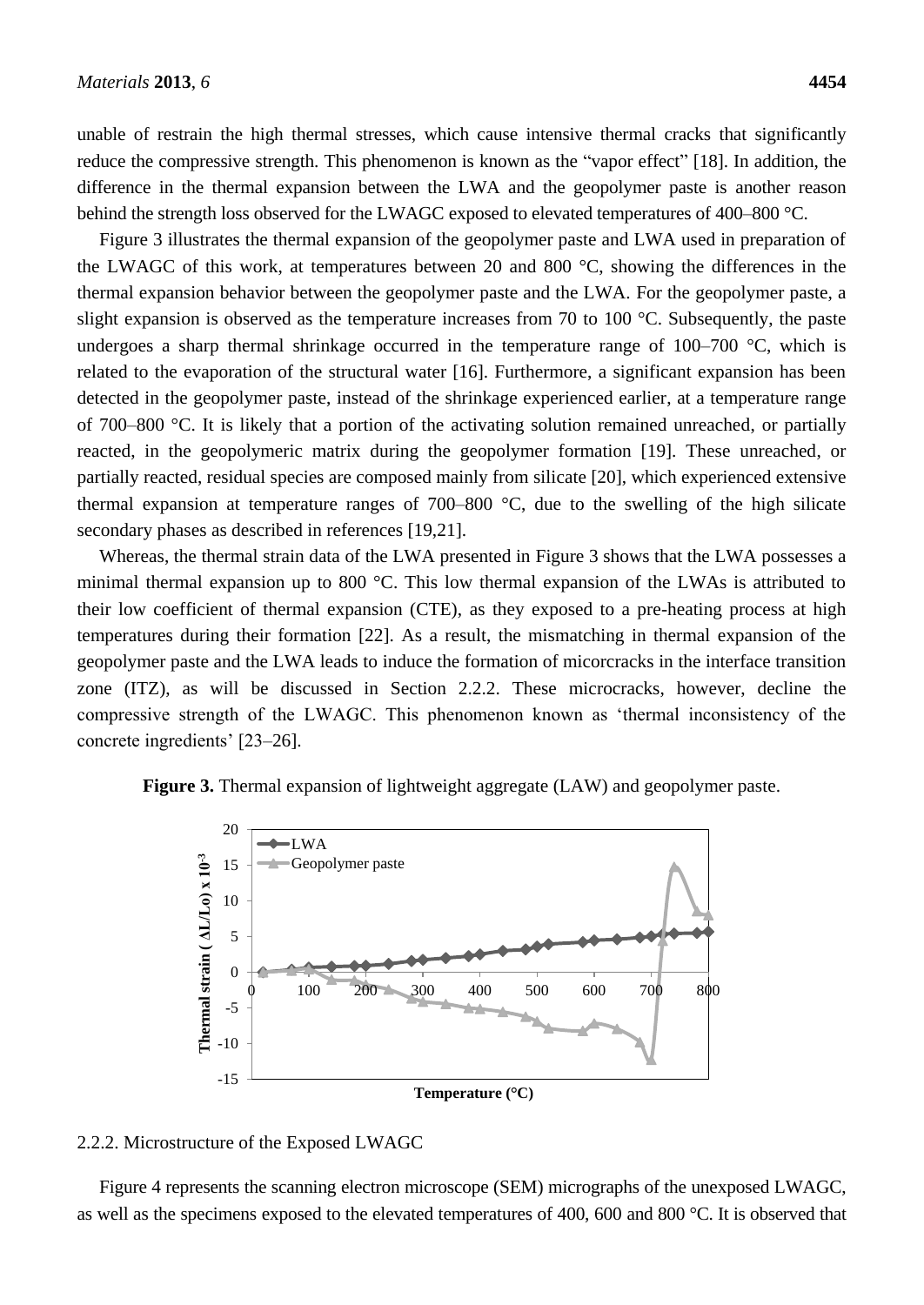unable of restrain the high thermal stresses, which cause intensive thermal cracks that significantly reduce the compressive strength. This phenomenon is known as the "vapor effect" [18]. In addition, the difference in the thermal expansion between the LWA and the geopolymer paste is another reason behind the strength loss observed for the LWAGC exposed to elevated temperatures of 400–800 °C.

Figure 3 illustrates the thermal expansion of the geopolymer paste and LWA used in preparation of the LWAGC of this work, at temperatures between 20 and 800 °C, showing the differences in the thermal expansion behavior between the geopolymer paste and the LWA. For the geopolymer paste, a slight expansion is observed as the temperature increases from 70 to 100 °C. Subsequently, the paste undergoes a sharp thermal shrinkage occurred in the temperature range of 100–700 °C, which is related to the evaporation of the structural water [16]. Furthermore, a significant expansion has been detected in the geopolymer paste, instead of the shrinkage experienced earlier, at a temperature range of 700–800 °C. It is likely that a portion of the activating solution remained unreached, or partially reacted, in the geopolymeric matrix during the geopolymer formation [19]. These unreached, or partially reacted, residual species are composed mainly from silicate [20], which experienced extensive thermal expansion at temperature ranges of 700–800 °C, due to the swelling of the high silicate secondary phases as described in references [19,21].

Whereas, the thermal strain data of the LWA presented in Figure 3 shows that the LWA possesses a minimal thermal expansion up to 800 °C. This low thermal expansion of the LWAs is attributed to their low coefficient of thermal expansion (CTE), as they exposed to a pre-heating process at high temperatures during their formation [22]. As a result, the mismatching in thermal expansion of the geopolymer paste and the LWA leads to induce the formation of micorcracks in the interface transition zone (ITZ), as will be discussed in Section 2.2.2. These microcracks, however, decline the compressive strength of the LWAGC. This phenomenon known as 'thermal inconsistency of the concrete ingredients' [23–26].

**Figure 3.** Thermal expansion of lightweight aggregate (LAW) and geopolymer paste.

### 2.2.2. Microstructure of the Exposed LWAGC

Figure 4 represents the scanning electron microscope (SEM) micrographs of the unexposed LWAGC, as well as the specimens exposed to the elevated temperatures of 400, 600 and 800 °C. It is observed that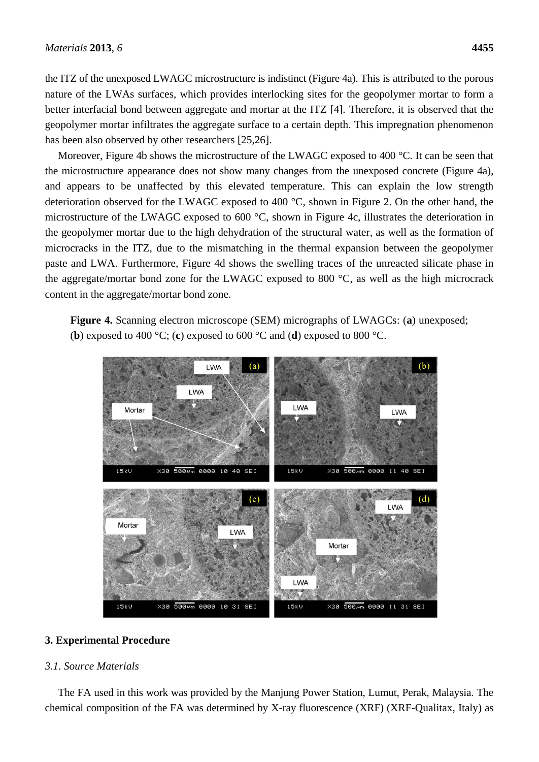the ITZ of the unexposed LWAGC microstructure is indistinct (Figure 4a). This is attributed to the porous nature of the LWAs surfaces, which provides interlocking sites for the geopolymer mortar to form a better interfacial bond between aggregate and mortar at the ITZ [4]. Therefore, it is observed that the geopolymer mortar infiltrates the aggregate surface to a certain depth. This impregnation phenomenon has been also observed by other researchers [25,26].

Moreover, Figure 4b shows the microstructure of the LWAGC exposed to 400 °C. It can be seen that the microstructure appearance does not show many changes from the unexposed concrete (Figure 4a), and appears to be unaffected by this elevated temperature. This can explain the low strength deterioration observed for the LWAGC exposed to 400 °C, shown in Figure 2. On the other hand, the microstructure of the LWAGC exposed to 600 °C, shown in Figure 4c, illustrates the deterioration in the geopolymer mortar due to the high dehydration of the structural water, as well as the formation of microcracks in the ITZ, due to the mismatching in the thermal expansion between the geopolymer paste and LWA. Furthermore, Figure 4d shows the swelling traces of the unreacted silicate phase in the aggregate/mortar bond zone for the LWAGC exposed to 800 °C, as well as the high microcrack content in the aggregate/mortar bond zone.

**Figure 4.** Scanning electron microscope (SEM) micrographs of LWAGCs: (**a**) unexposed; (**b**) exposed to 400 °C; (**c**) exposed to 600 °C and (**d**) exposed to 800 °C.

## 3. Experimental Procedure

### *3.1. Source Materials*

The FA used in this work was provided by the Manjung Power Station, Lumut, Perak, Malaysia. The chemical composition of the FA was determined by X-ray fluorescence (XRF) (XRF-Qualitax, Italy) as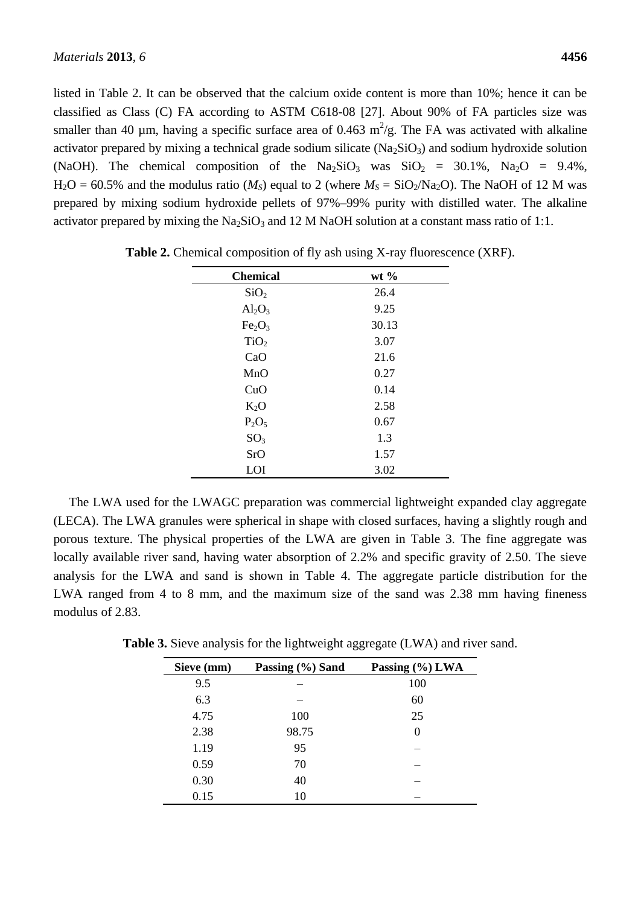listed in Table 2. It can be observed that the calcium oxide content is more than 10%; hence it can be classified as Class (C) FA according to ASTM C618-08 [27]. About 90% of FA particles size was smaller than 40 µm, having a specific surface area of 0.463 $m^2/g$. The FA was activated with alkaline activator prepared by mixing a technical grade sodium silicate ($Na_2SiO_3$) and sodium hydroxide solution (NaOH). The chemical composition of the $Na_2SiO_3$ was $SiO_2$ = 30.1%, $Na_2O$ = 9.4%, $H_2O$ = 60.5% and the modulus ratio ($M_S$) equal to 2 (where $M_S = SiO_2/Na_2O$). The NaOH of 12 M was prepared by mixing sodium hydroxide pellets of 97%–99% purity with distilled water. The alkaline activator prepared by mixing the $Na_2SiO_3$ and 12 M NaOH solution at a constant mass ratio of 1:1.

**Table 2.** Chemical composition of fly ash using X-ray fluorescence (XRF).

| Chemical | wt % |
|---|---|
| $SiO_2$ | 26.4 |
| $Al_2O_3$ | 9.25 |
| $Fe_2O_3$ | 30.13 |
| $TiO_2$ | 3.07 |
| CaO | 21.6 |
| MnO | 0.27 |
| CuO | 0.14 |
| $K_2O$ | 2.58 |
| $P_2O_5$ | 0.67 |
| $SO_3$ | 1.3 |
| SrO | 1.57 |
| LOI | 3.02 |

The LWA used for the LWAGC preparation was commercial lightweight expanded clay aggregate (LECA). The LWA granules were spherical in shape with closed surfaces, having a slightly rough and porous texture. The physical properties of the LWA are given in Table 3. The fine aggregate was locally available river sand, having water absorption of 2.2% and specific gravity of 2.50. The sieve analysis for the LWA and sand is shown in Table 4. The aggregate particle distribution for the LWA ranged from 4 to 8 mm, and the maximum size of the sand was 2.38 mm having fineness modulus of 2.83.

**Table 3.** Sieve analysis for the lightweight aggregate (LWA) and river sand.

| Sieve (mm) | Passing (%) Sand | Passing (%) LWA |
|---|---|---|
| 9.5 | – | 100 |
| 6.3 | – | 60 |
| 4.75 | 100 | 25 |
| 2.38 | 98.75 | 0 |
| 1.19 | 95 | – |
| 0.59 | 70 | – |
| 0.30 | 40 | – |
| 0.15 | 10 | – |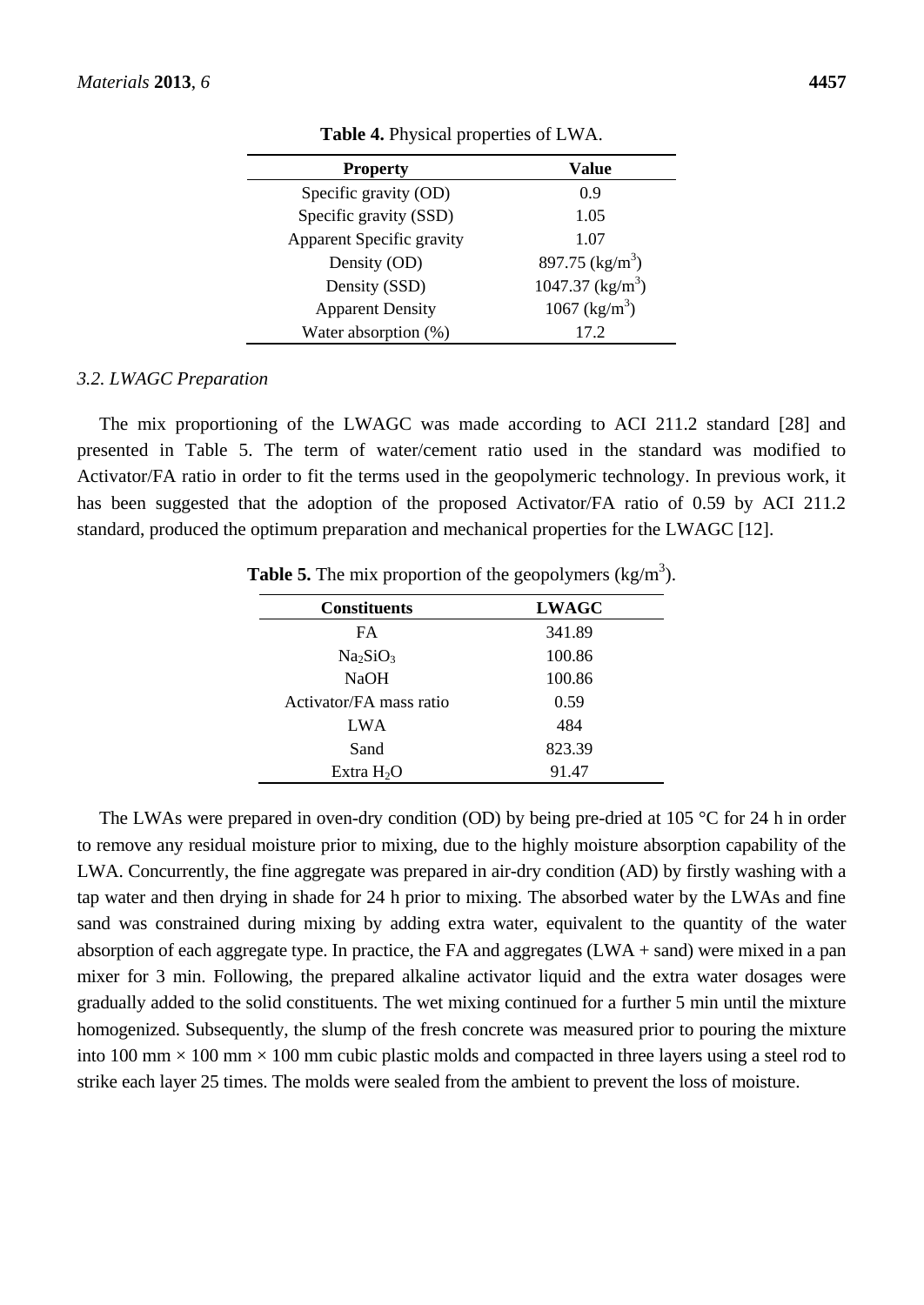**Table 4.** Physical properties of LWA.

| Property | Value |
|---|---|
| Specific gravity (OD) | 0.9 |
| Specific gravity (SSD) | 1.05 |
| Apparent Specific gravity | 1.07 |
| Density (OD) | 897.75 ($kg/m^3$) |
| Density (SSD) | 1047.37 ($kg/m^3$) |
| Apparent Density | 1067 ($kg/m^3$) |
| Water absorption (%) | 17.2 |

### *3.2. LWAGC Preparation*

The mix proportioning of the LWAGC was made according to ACI 211.2 standard [28] and presented in Table 5. The term of water/cement ratio used in the standard was modified to Activator/FA ratio in order to fit the terms used in the geopolymeric technology. In previous work, it has been suggested that the adoption of the proposed Activator/FA ratio of 0.59 by ACI 211.2 standard, produced the optimum preparation and mechanical properties for the LWAGC [12].

**Table 5.** The mix proportion of the geopolymers ($kg/m^3$).

| Constituents | LWAGC |
|---|---|
| FA | 341.89 |
| $Na_2SiO_3$ | 100.86 |
| NaOH | 100.86 |
| Activator/FA mass ratio | 0.59 |
| LWA | 484 |
| Sand | 823.39 |
| Extra $H_2O$ | 91.47 |

The LWAs were prepared in oven-dry condition (OD) by being pre-dried at 105 °C for 24 h in order to remove any residual moisture prior to mixing, due to the highly moisture absorption capability of the LWA. Concurrently, the fine aggregate was prepared in air-dry condition (AD) by firstly washing with a tap water and then drying in shade for 24 h prior to mixing. The absorbed water by the LWAs and fine sand was constrained during mixing by adding extra water, equivalent to the quantity of the water absorption of each aggregate type. In practice, the FA and aggregates (LWA + sand) were mixed in a pan mixer for 3 min. Following, the prepared alkaline activator liquid and the extra water dosages were gradually added to the solid constituents. The wet mixing continued for a further 5 min until the mixture homogenized. Subsequently, the slump of the fresh concrete was measured prior to pouring the mixture into 100 mm × 100 mm × 100 mm cubic plastic molds and compacted in three layers using a steel rod to strike each layer 25 times. The molds were sealed from the ambient to prevent the loss of moisture.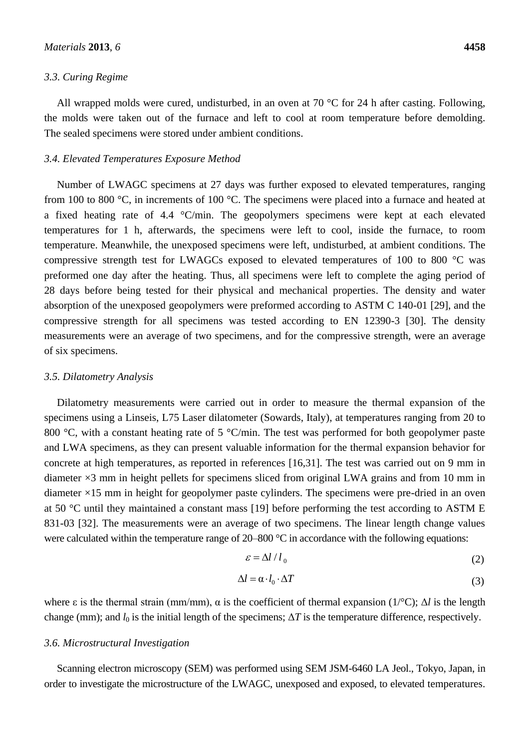### 3.3. Curing Regime

All wrapped molds were cured, undisturbed, in an oven at 70 °C for 24 h after casting. Following, the molds were taken out of the furnace and left to cool at room temperature before demolding. The sealed specimens were stored under ambient conditions.

### 3.4. Elevated Temperatures Exposure Method

Number of LWAGC specimens at 27 days was further exposed to elevated temperatures, ranging from 100 to 800 °C, in increments of 100 °C. The specimens were placed into a furnace and heated at a fixed heating rate of 4.4 °C/min. The geopolymers specimens were kept at each elevated temperatures for 1 h, afterwards, the specimens were left to cool, inside the furnace, to room temperature. Meanwhile, the unexposed specimens were left, undisturbed, at ambient conditions. The compressive strength test for LWAGCs exposed to elevated temperatures of 100 to 800 °C was preformed one day after the heating. Thus, all specimens were left to complete the aging period of 28 days before being tested for their physical and mechanical properties. The density and water absorption of the unexposed geopolymers were preformed according to ASTM C 140-01 [29], and the compressive strength for all specimens was tested according to EN 12390-3 [30]. The density measurements were an average of two specimens, and for the compressive strength, were an average of six specimens.

### 3.5. Dilatometry Analysis

Dilatometry measurements were carried out in order to measure the thermal expansion of the specimens using a Linseis, L75 Laser dilatometer (Sowards, Italy), at temperatures ranging from 20 to 800 °C, with a constant heating rate of 5 °C/min. The test was performed for both geopolymer paste and LWA specimens, as they can present valuable information for the thermal expansion behavior for concrete at high temperatures, as reported in references [16,31]. The test was carried out on 9 mm in diameter ×3 mm in height pellets for specimens sliced from original LWA grains and from 10 mm in diameter ×15 mm in height for geopolymer paste cylinders. The specimens were pre-dried in an oven at 50 °C until they maintained a constant mass [19] before performing the test according to ASTM E 831-03 [32]. The measurements were an average of two specimens. The linear length change values were calculated within the temperature range of 20–800 °C in accordance with the following equations:

$$\varepsilon = \Delta l / l_0 \tag{2}$$

$$\Delta l = \alpha \cdot l_0 \cdot \Delta T \tag{3}$$

where ε is the thermal strain (mm/mm), α is the coefficient of thermal expansion (1/°C); $\Delta l$ is the length change (mm); and $l_0$ is the initial length of the specimens; $\Delta T$ is the temperature difference, respectively.

### 3.6. Microstructural Investigation

Scanning electron microscopy (SEM) was performed using SEM JSM-6460 LA Jeol., Tokyo, Japan, in order to investigate the microstructure of the LWAGC, unexposed and exposed, to elevated temperatures.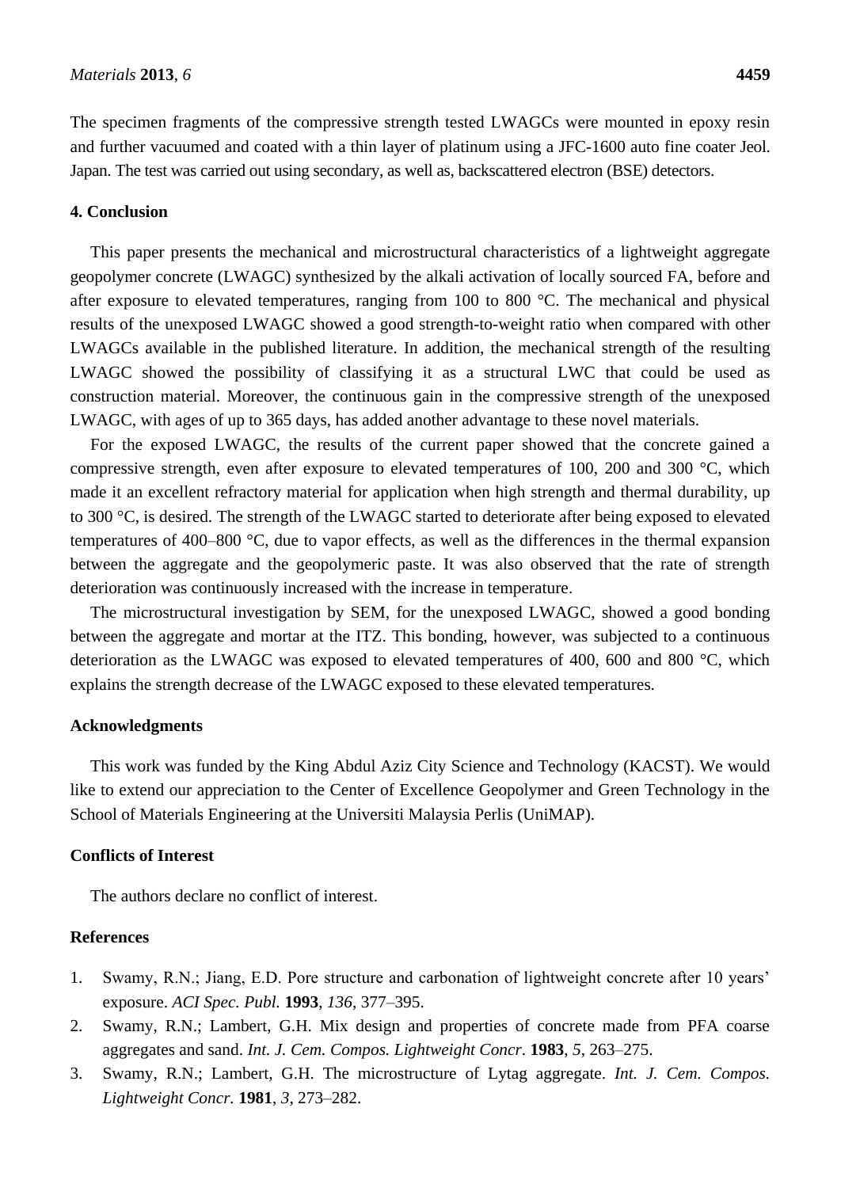The specimen fragments of the compressive strength tested LWAGCs were mounted in epoxy resin and further vacuumed and coated with a thin layer of platinum using a JFC-1600 auto fine coater Jeol. Japan. The test was carried out using secondary, as well as, backscattered electron (BSE) detectors.

## 4. Conclusion

This paper presents the mechanical and microstructural characteristics of a lightweight aggregate geopolymer concrete (LWAGC) synthesized by the alkali activation of locally sourced FA, before and after exposure to elevated temperatures, ranging from 100 to 800 °C. The mechanical and physical results of the unexposed LWAGC showed a good strength-to-weight ratio when compared with other LWAGCs available in the published literature. In addition, the mechanical strength of the resulting LWAGC showed the possibility of classifying it as a structural LWC that could be used as construction material. Moreover, the continuous gain in the compressive strength of the unexposed LWAGC, with ages of up to 365 days, has added another advantage to these novel materials.

For the exposed LWAGC, the results of the current paper showed that the concrete gained a compressive strength, even after exposure to elevated temperatures of 100, 200 and 300 °C, which made it an excellent refractory material for application when high strength and thermal durability, up to 300 °C, is desired. The strength of the LWAGC started to deteriorate after being exposed to elevated temperatures of 400–800 °C, due to vapor effects, as well as the differences in the thermal expansion between the aggregate and the geopolymeric paste. It was also observed that the rate of strength deterioration was continuously increased with the increase in temperature.

The microstructural investigation by SEM, for the unexposed LWAGC, showed a good bonding between the aggregate and mortar at the ITZ. This bonding, however, was subjected to a continuous deterioration as the LWAGC was exposed to elevated temperatures of 400, 600 and 800 °C, which explains the strength decrease of the LWAGC exposed to these elevated temperatures.

## Acknowledgments

This work was funded by the King Abdul Aziz City Science and Technology (KACST). We would like to extend our appreciation to the Center of Excellence Geopolymer and Green Technology in the School of Materials Engineering at the Universiti Malaysia Perlis (UniMAP).

## Conflicts of Interest

The authors declare no conflict of interest.

## References

1. Swamy, R.N.; Jiang, E.D. Pore structure and carbonation of lightweight concrete after 10 years' exposure. *ACI Spec. Publ.* **1993**, *136*, 377–395.
2. Swamy, R.N.; Lambert, G.H. Mix design and properties of concrete made from PFA coarse aggregates and sand. *Int. J. Cem. Compos. Lightweight Concr*. **1983**, *5*, 263–275.
3. Swamy, R.N.; Lambert, G.H. The microstructure of Lytag aggregate. *Int. J. Cem. Compos. Lightweight Concr.* **1981**, *3*, 273–282.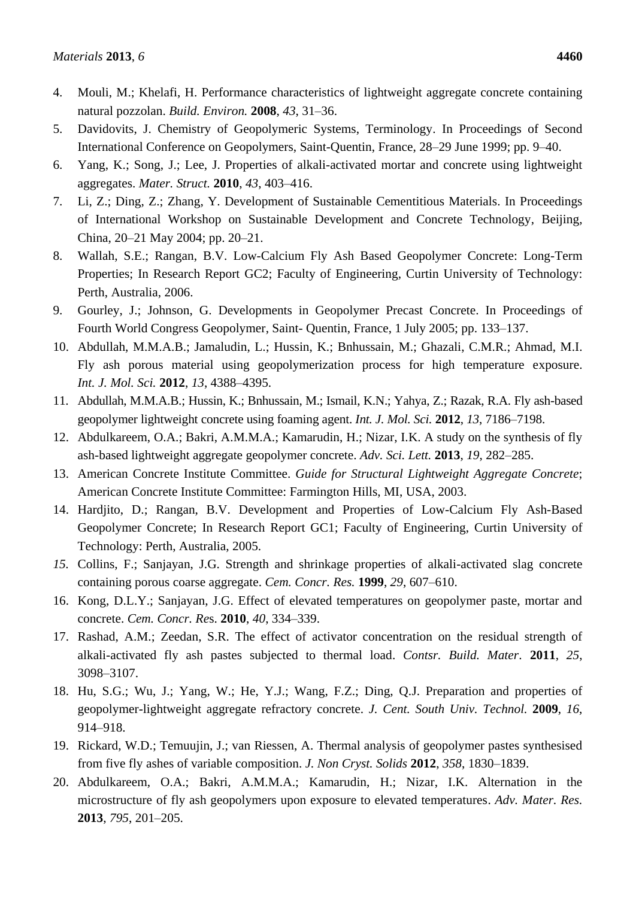4. Mouli, M.; Khelafi, H. Performance characteristics of lightweight aggregate concrete containing natural pozzolan. *Build. Environ.* **2008**, *43*, 31–36.
5. Davidovits, J. Chemistry of Geopolymeric Systems, Terminology. In Proceedings of Second International Conference on Geopolymers, Saint-Quentin, France, 28–29 June 1999; pp. 9–40.
6. Yang, K.; Song, J.; Lee, J. Properties of alkali-activated mortar and concrete using lightweight aggregates. *Mater. Struct.* **2010**, *43*, 403–416.
7. Li, Z.; Ding, Z.; Zhang, Y. Development of Sustainable Cementitious Materials. In Proceedings of International Workshop on Sustainable Development and Concrete Technology, Beijing, China, 20–21 May 2004; pp. 20–21.
8. Wallah, S.E.; Rangan, B.V. Low-Calcium Fly Ash Based Geopolymer Concrete: Long-Term Properties; In Research Report GC2; Faculty of Engineering, Curtin University of Technology: Perth, Australia, 2006.
9. Gourley, J.; Johnson, G. Developments in Geopolymer Precast Concrete. In Proceedings of Fourth World Congress Geopolymer, Saint- Quentin, France, 1 July 2005; pp. 133–137.
10. Abdullah, M.M.A.B.; Jamaludin, L.; Hussin, K.; Bnhussain, M.; Ghazali, C.M.R.; Ahmad, M.I. Fly ash porous material using geopolymerization process for high temperature exposure. *Int. J. Mol. Sci.* **2012**, *13*, 4388–4395.
11. Abdullah, M.M.A.B.; Hussin, K.; Bnhussain, M.; Ismail, K.N.; Yahya, Z.; Razak, R.A. Fly ash-based geopolymer lightweight concrete using foaming agent. *Int. J. Mol. Sci.* **2012**, *13*, 7186–7198.
12. Abdulkareem, O.A.; Bakri, A.M.M.A.; Kamarudin, H.; Nizar, I.K. A study on the synthesis of fly ash-based lightweight aggregate geopolymer concrete. *Adv. Sci. Lett.* **2013**, *19*, 282–285.
13. American Concrete Institute Committee. *Guide for Structural Lightweight Aggregate Concrete*; American Concrete Institute Committee: Farmington Hills, MI, USA, 2003.
14. Hardjito, D.; Rangan, B.V. Development and Properties of Low-Calcium Fly Ash-Based Geopolymer Concrete; In Research Report GC1; Faculty of Engineering, Curtin University of Technology: Perth, Australia, 2005.
15. Collins, F.; Sanjayan, J.G. Strength and shrinkage properties of alkali-activated slag concrete containing porous coarse aggregate. *Cem. Concr. Res.* **1999**, *29*, 607–610.
16. Kong, D.L.Y.; Sanjayan, J.G. Effect of elevated temperatures on geopolymer paste, mortar and concrete. *Cem. Concr. Res.* **2010**, *40*, 334–339.
17. Rashad, A.M.; Zeedan, S.R. The effect of activator concentration on the residual strength of alkali-activated fly ash pastes subjected to thermal load. *Contsr. Build. Mater*. **2011**, *25*, 3098–3107.
18. Hu, S.G.; Wu, J.; Yang, W.; He, Y.J.; Wang, F.Z.; Ding, Q.J. Preparation and properties of geopolymer-lightweight aggregate refractory concrete. *J. Cent. South Univ. Technol.* **2009**, *16*, 914–918.
19. Rickard, W.D.; Temuujin, J.; van Riessen, A. Thermal analysis of geopolymer pastes synthesised from five fly ashes of variable composition. *J. Non Cryst. Solids* **2012**, *358*, 1830–1839.
20. Abdulkareem, O.A.; Bakri, A.M.M.A.; Kamarudin, H.; Nizar, I.K. Alternation in the microstructure of fly ash geopolymers upon exposure to elevated temperatures. *Adv. Mater. Res.* **2013**, *795*, 201–205.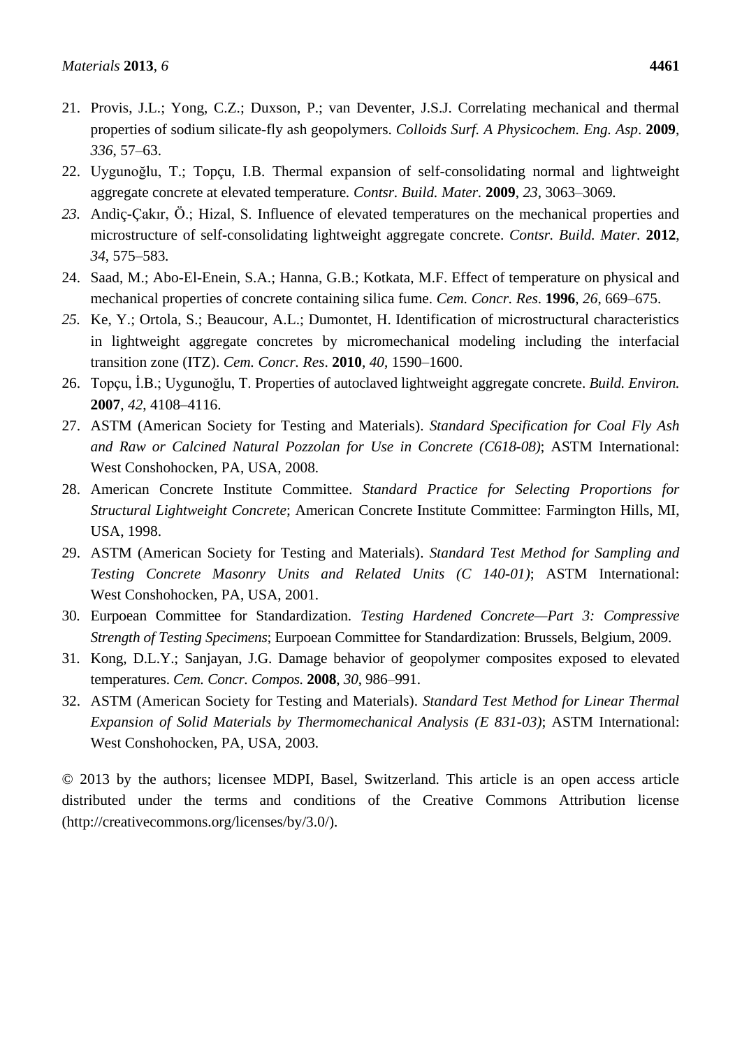21. Provis, J.L.; Yong, C.Z.; Duxson, P.; van Deventer, J.S.J. Correlating mechanical and thermal properties of sodium silicate-fly ash geopolymers. *Colloids Surf. A Physicochem. Eng. Asp*. **2009**, *336*, 57–63.
22. Uygunoğlu, T.; Topçu, I.B. Thermal expansion of self-consolidating normal and lightweight aggregate concrete at elevated temperature. *Contsr. Build. Mater.* **2009**, *23*, 3063–3069.
23. Andiç-Çakır, Ö.; Hizal, S. Influence of elevated temperatures on the mechanical properties and microstructure of self-consolidating lightweight aggregate concrete. *Contsr. Build. Mater.* **2012**, *34*, 575–583.
24. Saad, M.; Abo-El-Enein, S.A.; Hanna, G.B.; Kotkata, M.F. Effect of temperature on physical and mechanical properties of concrete containing silica fume. *Cem. Concr. Res*. **1996**, *26*, 669–675.
25. Ke, Y.; Ortola, S.; Beaucour, A.L.; Dumontet, H. Identification of microstructural characteristics in lightweight aggregate concretes by micromechanical modeling including the interfacial transition zone (ITZ). *Cem. Concr. Res*. **2010**, *40*, 1590–1600.
26. Topçu, İ.B.; Uygunoğlu, T. Properties of autoclaved lightweight aggregate concrete. *Build. Environ.* **2007**, *42*, 4108–4116.
27. ASTM (American Society for Testing and Materials). *Standard Specification for Coal Fly Ash and Raw or Calcined Natural Pozzolan for Use in Concrete (C618-08)*; ASTM International: West Conshohocken, PA, USA, 2008.
28. American Concrete Institute Committee. *Standard Practice for Selecting Proportions for Structural Lightweight Concrete*; American Concrete Institute Committee: Farmington Hills, MI, USA, 1998.
29. ASTM (American Society for Testing and Materials). *Standard Test Method for Sampling and Testing Concrete Masonry Units and Related Units (C 140-01)*; ASTM International: West Conshohocken, PA, USA, 2001.
30. Eurpoean Committee for Standardization. *Testing Hardened Concrete—Part 3: Compressive Strength of Testing Specimens*; Eurpoean Committee for Standardization: Brussels, Belgium, 2009.
31. Kong, D.L.Y.; Sanjayan, J.G. Damage behavior of geopolymer composites exposed to elevated temperatures. *Cem. Concr. Compos.* **2008**, *30*, 986–991.
32. ASTM (American Society for Testing and Materials). *Standard Test Method for Linear Thermal Expansion of Solid Materials by Thermomechanical Analysis (E 831-03)*; ASTM International: West Conshohocken, PA, USA, 2003.

© 2013 by the authors; licensee MDPI, Basel, Switzerland. This article is an open access article distributed under the terms and conditions of the Creative Commons Attribution license (http://creativecommons.org/licenses/by/3.0/).